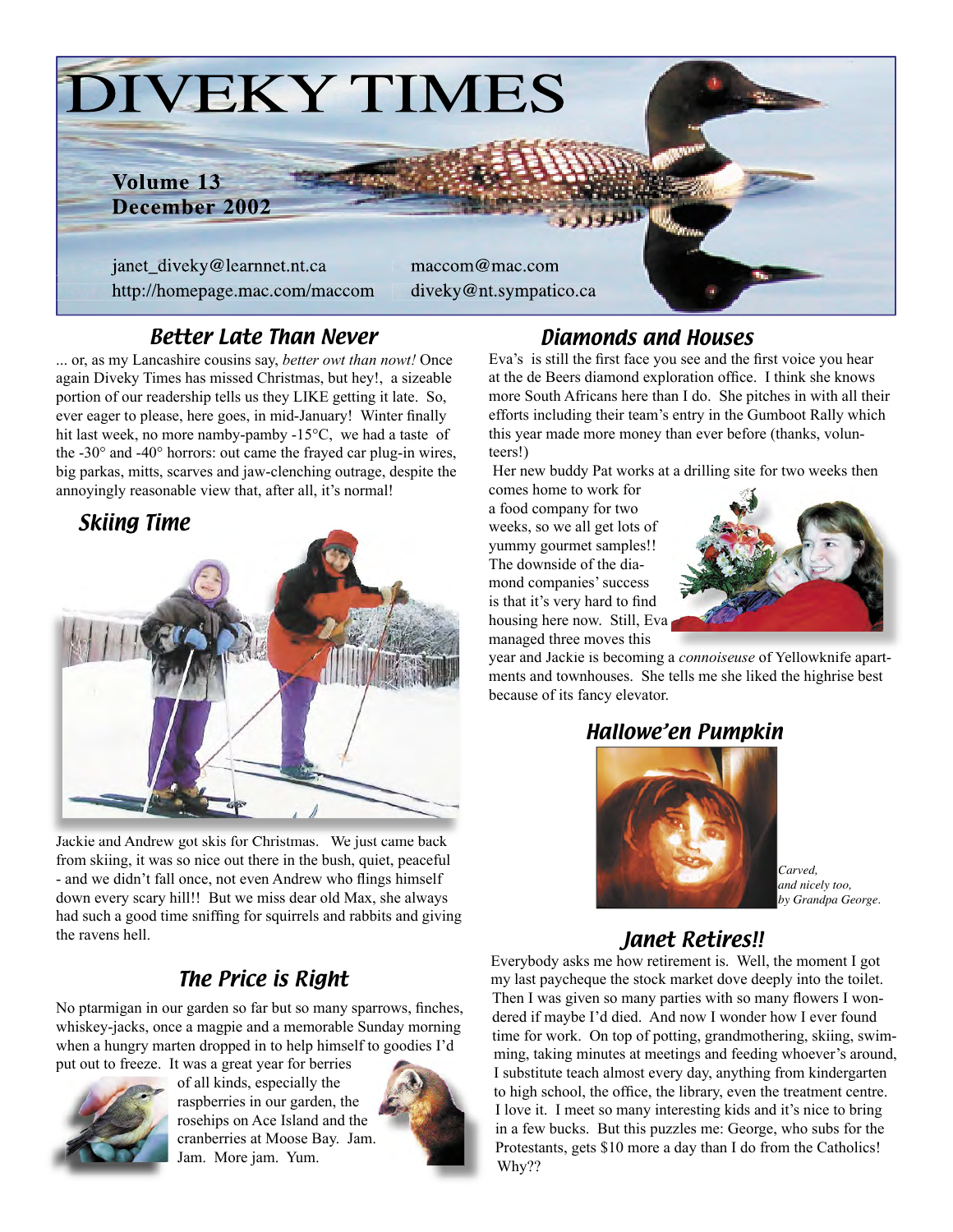# DIVEKY TIMES

**Volume 13**
**December 2002**

janet_diveky@learnnet.nt.ca
http://homepage.mac.com/maccom
maccom@mac.com
diveky@nt.sympatico.ca

## *Better Late Than Never*

... or, as my Lancashire cousins say, *better owt than nowt!* Once again Diveky Times has missed Christmas, but hey!, a sizeable portion of our readership tells us they LIKE getting it late. So, ever eager to please, here goes, in mid-January! Winter finally hit last week, no more namby-pamby -15°C, we had a taste of the -30° and -40° horrors: out came the frayed car plug-in wires, big parkas, mitts, scarves and jaw-clenching outrage, despite the annoyingly reasonable view that, after all, it's normal!

## *Skiing Time*

Jackie and Andrew got skis for Christmas. We just came back from skiing, it was so nice out there in the bush, quiet, peaceful - and we didn't fall once, not even Andrew who flings himself down every scary hill!! But we miss dear old Max, she always had such a good time sniffing for squirrels and rabbits and giving the ravens hell.

## *The Price is Right*

No ptarmigan in our garden so far but so many sparrows, finches, whiskey-jacks, once a magpie and a memorable Sunday morning when a hungry marten dropped in to help himself to goodies I'd put out to freeze. It was a great year for berries of all kinds, especially the raspberries in our garden, the rosehips on Ace Island and the cranberries at Moose Bay. Jam. Jam. More jam. Yum.

## *Diamonds and Houses*

Eva's is still the first face you see and the first voice you hear at the de Beers diamond exploration office. I think she knows more South Africans here than I do. She pitches in with all their efforts including their team's entry in the Gumboot Rally which this year made more money than ever before (thanks, volunteers!)

Her new buddy Pat works at a drilling site for two weeks then comes home to work for a food company for two weeks, so we all get lots of yummy gourmet samples!! The downside of the diamond companies' success is that it's very hard to find housing here now. Still, Eva managed three moves this year and Jackie is becoming a *connoiseuse* of Yellowknife apartments and townhouses. She tells me she liked the highrise best because of its fancy elevator.

## *Hallowe'en Pumpkin*

*Carved, and nicely too, by Grandpa George.*

## *Janet Retires!!*

Everybody asks me how retirement is. Well, the moment I got my last paycheque the stock market dove deeply into the toilet. Then I was given so many parties with so many flowers I wondered if maybe I'd died. And now I wonder how I ever found time for work. On top of potting, grandmothering, skiing, swimming, taking minutes at meetings and feeding whoever's around, I substitute teach almost every day, anything from kindergarten to high school, the office, the library, even the treatment centre. I love it. I meet so many interesting kids and it's nice to bring in a few bucks. But this puzzles me: George, who subs for the Protestants, gets $10 more a day than I do from the Catholics! Why??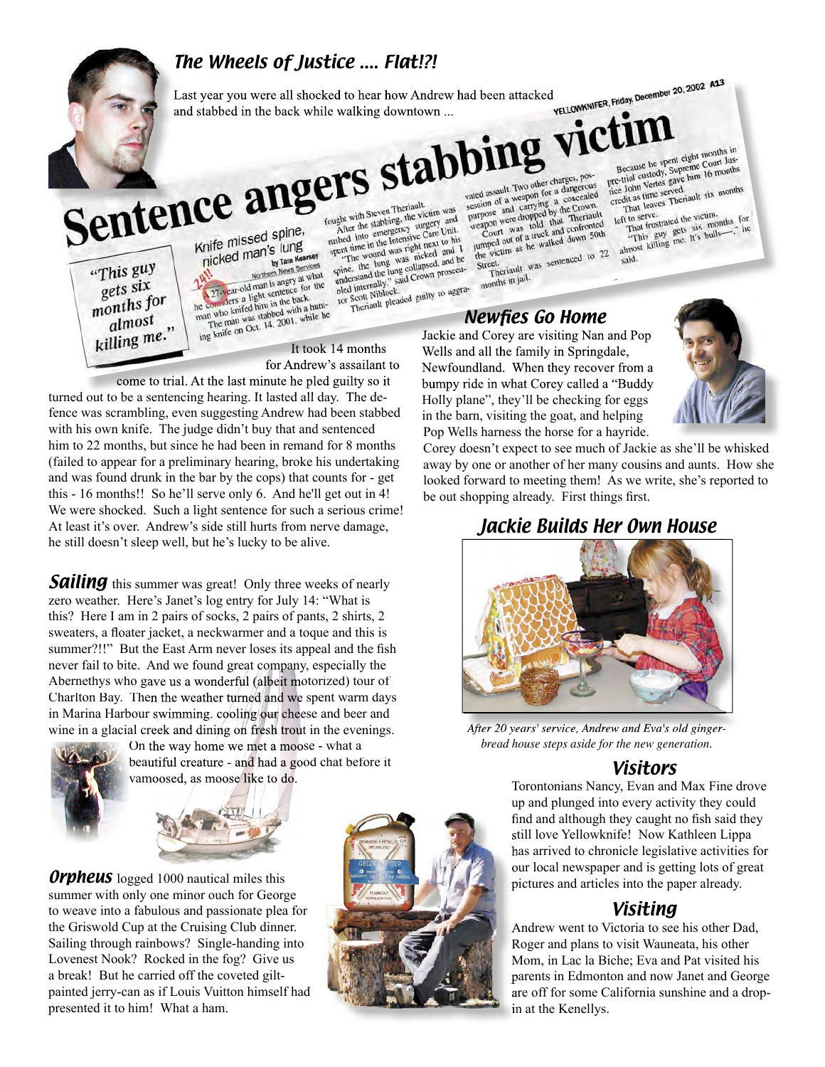## The Wheels of Justice .... Flat!?!

Last year you were all shocked to hear how Andrew had been attacked and stabbed in the back while walking downtown ...

YELLOWKNIFER, Friday, December 20, 2002 A13

# Sentence angers stabbing victim

### Knife missed spine, nicked man's lung

by Tara Kearsey
Northern News Services

A 27-year-old man is angry at what he considers a light sentence for the man who knifed him in the back.

The man was stabbed with a hunting knife on Oct. 14, 2001, while he fought with Steven Theriault.

After the stabbing, the victim was rushed into emergency surgery and spent time in the Intensive Care Unit.

"The wound was right next to his spine, the lung was nicked and I understand the lung collapsed, and he bled internally," said Crown prosecutor Scott Niblock.

Theriault pleaded guilty to aggravated assault. Two other charges, possession of a weapon for a dangerous purpose and carrying a concealed weapon were dropped by the Crown.

Court was told that Theriault jumped out of a truck and confronted the victim as he walked down 50th Street.

Theriault was sentenced to 22 months in jail.

Because he spent eight months in pre-trial custody, Supreme Court Justice John Vertes gave him 16 months credit as time served.

That leaves Theriault six months left to serve.

That frustrated the victim.

"This guy gets six months for almost killing me. It's bulls—," he said.

*"This guy gets six months for almost killing me."*

It took 14 months for Andrew's assailant to come to trial. At the last minute he pled guilty so it turned out to be a sentencing hearing. It lasted all day. The defence was scrambling, even suggesting Andrew had been stabbed with his own knife. The judge didn't buy that and sentenced him to 22 months, but since he had been in remand for 8 months (failed to appear for a preliminary hearing, broke his undertaking and was found drunk in the bar by the cops) that counts for - get this - 16 months!! So he'll serve only 6. And he'll get out in 4! We were shocked. Such a light sentence for such a serious crime! At least it's over. Andrew's side still hurts from nerve damage, he still doesn't sleep well, but he's lucky to be alive.

**Sailing** this summer was great! Only three weeks of nearly zero weather. Here's Janet's log entry for July 14: "What is this? Here I am in 2 pairs of socks, 2 pairs of pants, 2 shirts, 2 sweaters, a floater jacket, a neckwarmer and a toque and this is summer?!!" But the East Arm never loses its appeal and the fish never fail to bite. And we found great company, especially the Abernethys who gave us a wonderful (albeit motorized) tour of Charlton Bay. Then the weather turned and we spent warm days in Marina Harbour swimming. cooling our cheese and beer and wine in a glacial creek and dining on fresh trout in the evenings. On the way home we met a moose - what a beautiful creature - and had a good chat before it vamoosed, as moose like to do.

**Orpheus** logged 1000 nautical miles this summer with only one minor ouch for George to weave into a fabulous and passionate plea for the Griswold Cup at the Cruising Club dinner. Sailing through rainbows? Single-handing into Lovenest Nook? Rocked in the fog? Give us a break! But he carried off the coveted gilt-painted jerry-can as if Louis Vuitton himself had presented it to him! What a ham.

## Newfies Go Home

Jackie and Corey are visiting Nan and Pop Wells and all the family in Springdale, Newfoundland. When they recover from a bumpy ride in what Corey called a "Buddy Holly plane", they'll be checking for eggs in the barn, visiting the goat, and helping Pop Wells harness the horse for a hayride. Corey doesn't expect to see much of Jackie as she'll be whisked away by one or another of her many cousins and aunts. How she looked forward to meeting them! As we write, she's reported to be out shopping already. First things first.

## Jackie Builds Her Own House

*After 20 years' service, Andrew and Eva's old gingerbread house steps aside for the new generation.*

## Visitors

Torontonians Nancy, Evan and Max Fine drove up and plunged into every activity they could find and although they caught no fish said they still love Yellowknife! Now Kathleen Lippa has arrived to chronicle legislative activities for our local newspaper and is getting lots of great pictures and articles into the paper already.

## Visiting

Andrew went to Victoria to see his other Dad, Roger and plans to visit Wauneata, his other Mom, in Lac la Biche; Eva and Pat visited his parents in Edmonton and now Janet and George are off for some California sunshine and a drop-in at the Kenellys.